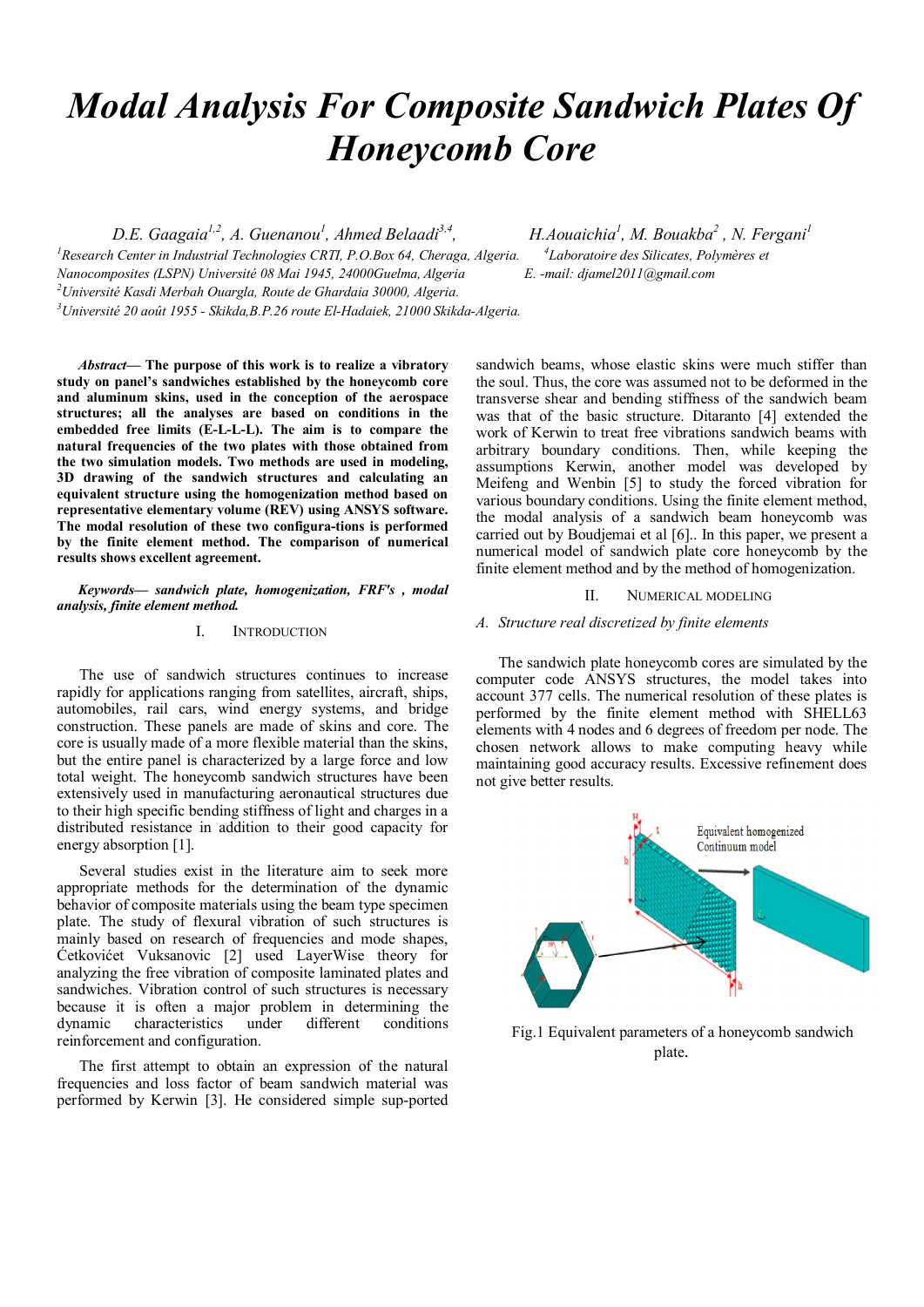# Modal Analysis For Composite Sandwich Plates Of Honeycomb Core

*D.E. Gaagaia[1,2], A. Guenanou[1], Ahmed Belaadi[3,4], H.Aouaichia[1], M. Bouakba[2], N. Fergani[1]*

*[1]Research Center in Industrial Technologies CRTI, P.O.Box 64, Cheraga, Algeria.*
*[4]Laboratoire des Silicates, Polymères et Nanocomposites (LSPN) Université 08 Mai 1945, 24000Guelma, Algeria*
*E. -mail: djamel2011@gmail.com*
*[2]Université Kasdi Merbah Ouargla, Route de Ghardaia 30000, Algeria.*
*[3]Université 20 août 1955 - Skikda,B.P.26 route El-Hadaiek, 21000 Skikda-Algeria.*

***Abstract*— The purpose of this work is to realize a vibratory study on panel's sandwiches established by the honeycomb core and aluminum skins, used in the conception of the aerospace structures; all the analyses are based on conditions in the embedded free limits (E-L-L-L). The aim is to compare the natural frequencies of the two plates with those obtained from the two simulation models. Two methods are used in modeling, 3D drawing of the sandwich structures and calculating an equivalent structure using the homogenization method based on representative elementary volume (REV) using ANSYS software. The modal resolution of these two configura-tions is performed by the finite element method. The comparison of numerical results shows excellent agreement.**

***Keywords— sandwich plate, homogenization, FRF's , modal analysis, finite element method.***

## I. Introduction

The use of sandwich structures continues to increase rapidly for applications ranging from satellites, aircraft, ships, automobiles, rail cars, wind energy systems, and bridge construction. These panels are made of skins and core. The core is usually made of a more flexible material than the skins, but the entire panel is characterized by a large force and low total weight. The honeycomb sandwich structures have been extensively used in manufacturing aeronautical structures due to their high specific bending stiffness of light and charges in a distributed resistance in addition to their good capacity for energy absorption [1].

Several studies exist in the literature aim to seek more appropriate methods for the determination of the dynamic behavior of composite materials using the beam type specimen plate. The study of flexural vibration of such structures is mainly based on research of frequencies and mode shapes, Ćetkovićet Vuksanovic [2] used LayerWise theory for analyzing the free vibration of composite laminated plates and sandwiches. Vibration control of such structures is necessary because it is often a major problem in determining the dynamic characteristics under different conditions reinforcement and configuration.

The first attempt to obtain an expression of the natural frequencies and loss factor of beam sandwich material was performed by Kerwin [3]. He considered simple sup-ported sandwich beams, whose elastic skins were much stiffer than the soul. Thus, the core was assumed not to be deformed in the transverse shear and bending stiffness of the sandwich beam was that of the basic structure. Ditaranto [4] extended the work of Kerwin to treat free vibrations sandwich beams with arbitrary boundary conditions. Then, while keeping the assumptions Kerwin, another model was developed by Meifeng and Wenbin [5] to study the forced vibration for various boundary conditions. Using the finite element method, the modal analysis of a sandwich beam honeycomb was carried out by Boudjemai et al [6].. In this paper, we present a numerical model of sandwich plate core honeycomb by the finite element method and by the method of homogenization.

## II. Numerical Modeling

### A. Structure real discretized by finite elements

The sandwich plate honeycomb cores are simulated by the computer code ANSYS structures, the model takes into account 377 cells. The numerical resolution of these plates is performed by the finite element method with SHELL63 elements with 4 nodes and 6 degrees of freedom per node. The chosen network allows to make computing heavy while maintaining good accuracy results. Excessive refinement does not give better results.

Fig.1 Equivalent parameters of a honeycomb sandwich plate.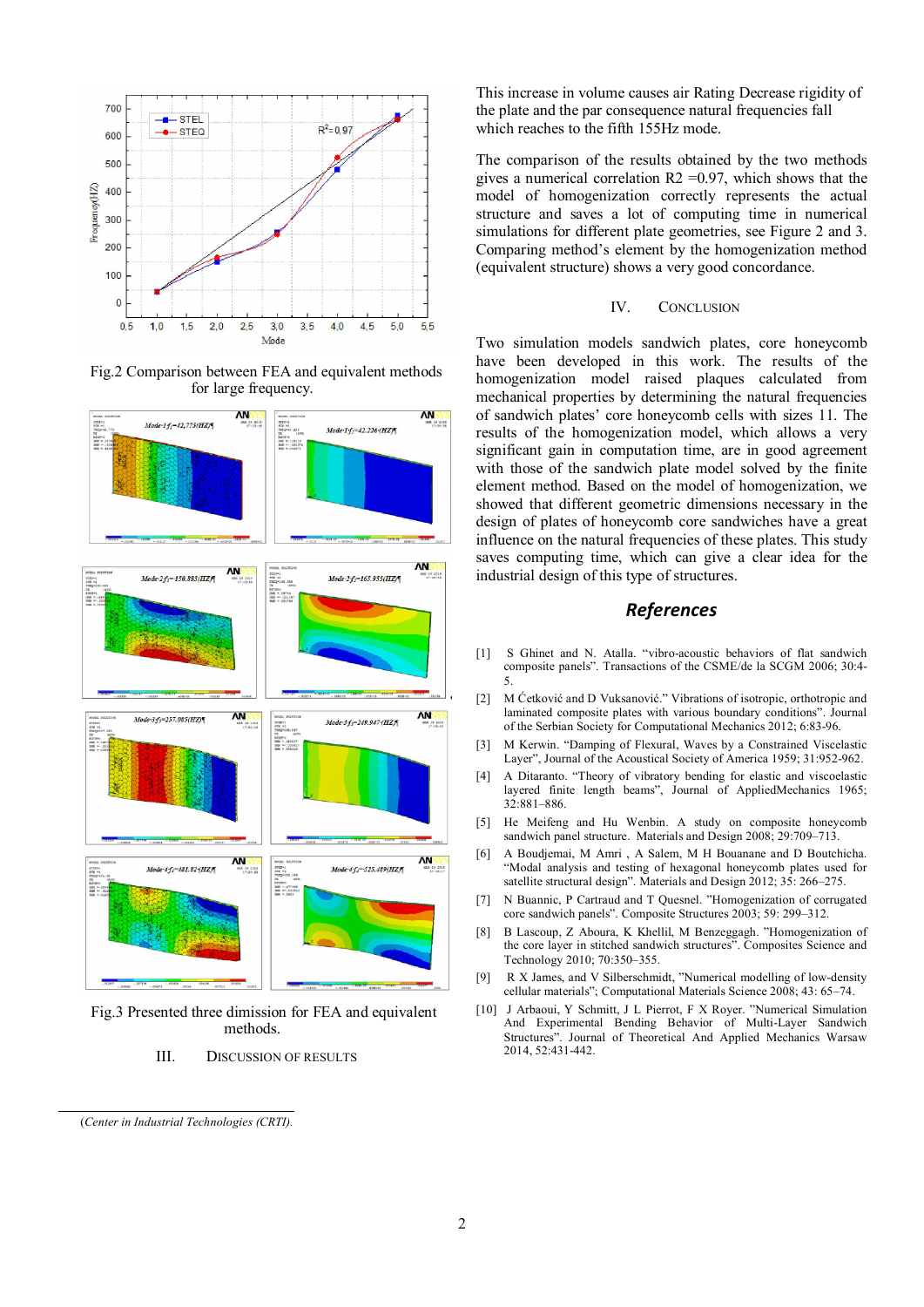700
600
500
400
300
200
100
0

STEL
STEQ

$R^2$=0,97

Frequency(HZ)

0,5 1,0 1,5 2,0 2,5 3,0 3,5 4,0 4,5 5,0 5,5

Mode

Fig.2 Comparison between FEA and equivalent methods for large frequency.

Mode-1 f1=42,773(HZ)

Mode-1 f1=42.226(HZ)

Mode-2 f2=150.885(HZ)

Mode-2 f2=165.955(HZ)

Mode-3 f3=257.085(HZ)

Mode-3 f3=249.947(HZ)

Mode-4 f4=481.82(HZ)

Mode-4 f4=525.489(HZ)

Fig.3 Presented three dimission for FEA and equivalent methods.

## III. Discussion of Results

This increase in volume causes air Rating Decrease rigidity of the plate and the par consequence natural frequencies fall which reaches to the fifth 155Hz mode.

The comparison of the results obtained by the two methods gives a numerical correlation R2 =0.97, which shows that the model of homogenization correctly represents the actual structure and saves a lot of computing time in numerical simulations for different plate geometries, see Figure 2 and 3. Comparing method's element by the homogenization method (equivalent structure) shows a very good concordance.

## IV. Conclusion

Two simulation models sandwich plates, core honeycomb have been developed in this work. The results of the homogenization model raised plaques calculated from mechanical properties by determining the natural frequencies of sandwich plates' core honeycomb cells with sizes 11. The results of the homogenization model, which allows a very significant gain in computation time, are in good agreement with those of the sandwich plate model solved by the finite element method. Based on the model of homogenization, we showed that different geometric dimensions necessary in the design of plates of honeycomb core sandwiches have a great influence on the natural frequencies of these plates. This study saves computing time, which can give a clear idea for the industrial design of this type of structures.

## References

[1] S Ghinet and N. Atalla. "vibro-acoustic behaviors of flat sandwich composite panels". Transactions of the CSME/de la SCGM 2006; 30:4-5.

[2] M Ćetković and D Vuksanović." Vibrations of isotropic, orthotropic and laminated composite plates with various boundary conditions". Journal of the Serbian Society for Computational Mechanics 2012; 6:83-96.

[3] M Kerwin. "Damping of Flexural, Waves by a Constrained Viscelastic Layer", Journal of the Acoustical Society of America 1959; 31:952-962.

[4] A Ditaranto. "Theory of vibratory bending for elastic and viscoelastic layered finite length beams", Journal of AppliedMechanics 1965; 32:881–886.

[5] He Meifeng and Hu Wenbin. A study on composite honeycomb sandwich panel structure. Materials and Design 2008; 29:709–713.

[6] A Boudjemai, M Amri , A Salem, M H Bouanane and D Boutchicha. "Modal analysis and testing of hexagonal honeycomb plates used for satellite structural design". Materials and Design 2012; 35: 266–275.

[7] N Buannic, P Cartraud and T Quesnel. "Homogenization of corrugated core sandwich panels". Composite Structures 2003; 59: 299–312.

[8] B Lascoup, Z Aboura, K Khellil, M Benzeggagh. "Homogenization of the core layer in stitched sandwich structures". Composites Science and Technology 2010; 70:350–355.

[9] R X James, and V Silberschmidt, "Numerical modelling of low-density cellular materials"; Computational Materials Science 2008; 43: 65–74.

[10] J Arbaoui, Y Schmitt, J L Pierrot, F X Royer. "Numerical Simulation And Experimental Bending Behavior of Multi-Layer Sandwich Structures". Journal of Theoretical And Applied Mechanics Warsaw 2014, 52:431-442.

(*Center in Industrial Technologies (CRTI).*